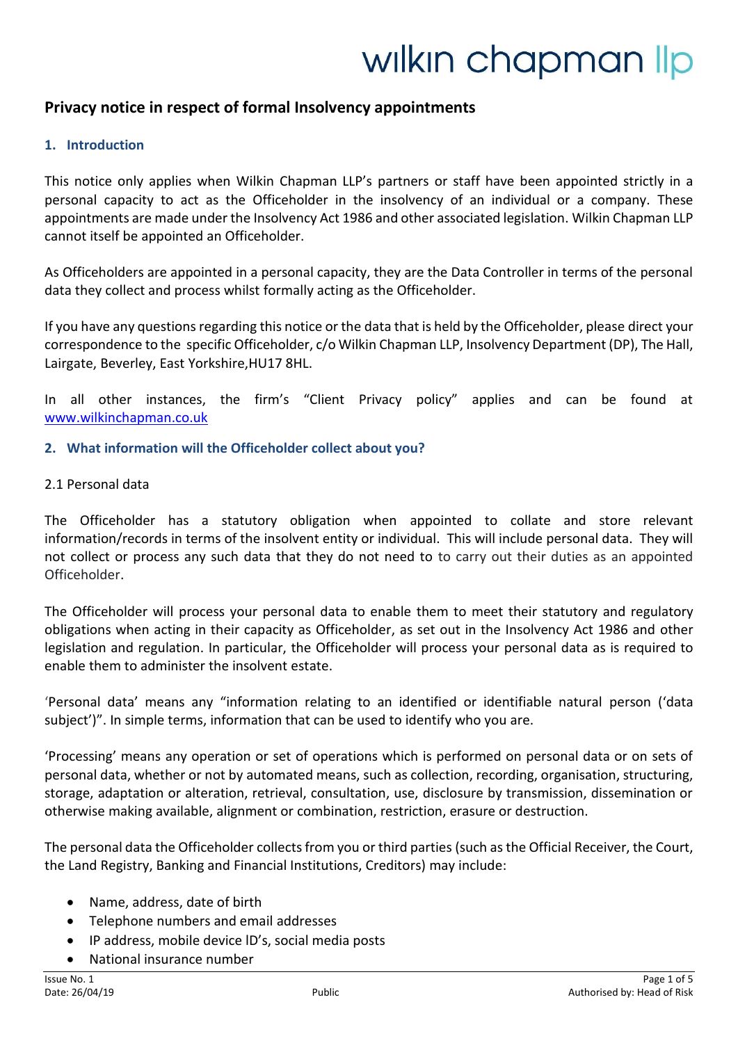# Privacy notice in respect of formal Insolvency appointments

## 1. Introduction

This notice only applies when Wilkin Chapman LLP's partners or staff have been appointed strictly in a personal capacity to act as the Officeholder in the insolvency of an individual or a company. These appointments are made under the Insolvency Act 1986 and other associated legislation. Wilkin Chapman LLP cannot itself be appointed an Officeholder.

As Officeholders are appointed in a personal capacity, they are the Data Controller in terms of the personal data they collect and process whilst formally acting as the Officeholder.

If you have any questions regarding this notice or the data that is held by the Officeholder, please direct your correspondence to the specific Officeholder, c/o Wilkin Chapman LLP, Insolvency Department (DP), The Hall, Lairgate, Beverley, East Yorkshire,HU17 8HL.

In all other instances, the firm's "Client Privacy policy" applies and can be found at www.wilkinchapman.co.uk

## 2. What information will the Officeholder collect about you?

2.1 Personal data

The Officeholder has a statutory obligation when appointed to collate and store relevant information/records in terms of the insolvent entity or individual. This will include personal data. They will not collect or process any such data that they do not need to to carry out their duties as an appointed Officeholder.

The Officeholder will process your personal data to enable them to meet their statutory and regulatory obligations when acting in their capacity as Officeholder, as set out in the Insolvency Act 1986 and other legislation and regulation. In particular, the Officeholder will process your personal data as is required to enable them to administer the insolvent estate.

'Personal data' means any "information relating to an identified or identifiable natural person ('data subject')". In simple terms, information that can be used to identify who you are.

'Processing' means any operation or set of operations which is performed on personal data or on sets of personal data, whether or not by automated means, such as collection, recording, organisation, structuring, storage, adaptation or alteration, retrieval, consultation, use, disclosure by transmission, dissemination or otherwise making available, alignment or combination, restriction, erasure or destruction.

The personal data the Officeholder collects from you or third parties (such as the Official Receiver, the Court, the Land Registry, Banking and Financial Institutions, Creditors) may include:

- Name, address, date of birth
- Telephone numbers and email addresses
- IP address, mobile device ID's, social media posts
- National insurance number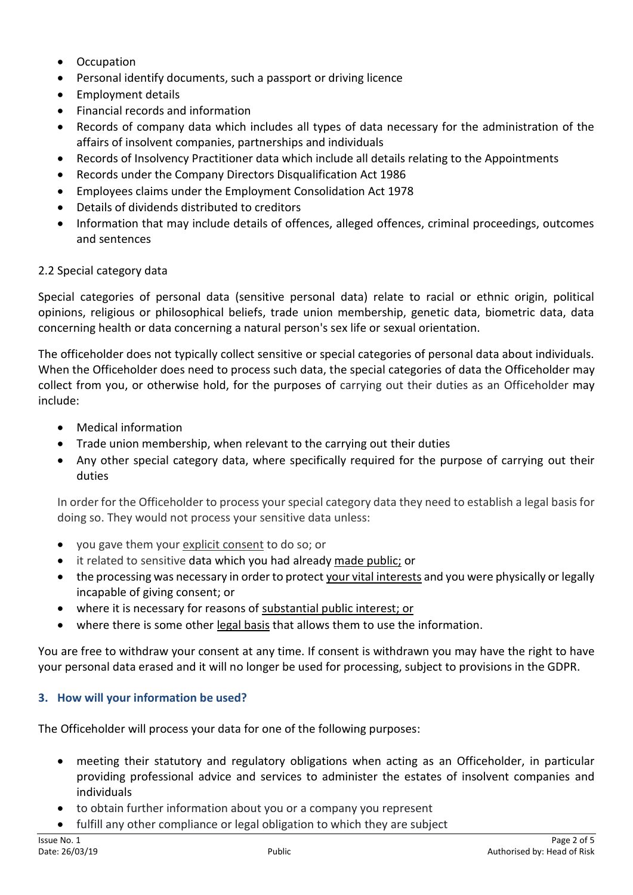- Occupation
- Personal identify documents, such a passport or driving licence
- Employment details
- Financial records and information
- Records of company data which includes all types of data necessary for the administration of the affairs of insolvent companies, partnerships and individuals
- Records of Insolvency Practitioner data which include all details relating to the Appointments
- Records under the Company Directors Disqualification Act 1986
- Employees claims under the Employment Consolidation Act 1978
- Details of dividends distributed to creditors
- Information that may include details of offences, alleged offences, criminal proceedings, outcomes and sentences

2.2 Special category data

Special categories of personal data (sensitive personal data) relate to racial or ethnic origin, political opinions, religious or philosophical beliefs, trade union membership, genetic data, biometric data, data concerning health or data concerning a natural person's sex life or sexual orientation.

The officeholder does not typically collect sensitive or special categories of personal data about individuals. When the Officeholder does need to process such data, the special categories of data the Officeholder may collect from you, or otherwise hold, for the purposes of carrying out their duties as an Officeholder may include:

- Medical information
- Trade union membership, when relevant to the carrying out their duties
- Any other special category data, where specifically required for the purpose of carrying out their duties

In order for the Officeholder to process your special category data they need to establish a legal basis for doing so. They would not process your sensitive data unless:

- you gave them your explicit consent to do so; or
- it related to sensitive data which you had already made public; or
- the processing was necessary in order to protect your vital interests and you were physically or legally incapable of giving consent; or
- where it is necessary for reasons of substantial public interest; or
- where there is some other legal basis that allows them to use the information.

You are free to withdraw your consent at any time. If consent is withdrawn you may have the right to have your personal data erased and it will no longer be used for processing, subject to provisions in the GDPR.

### 3. How will your information be used?

The Officeholder will process your data for one of the following purposes:

- meeting their statutory and regulatory obligations when acting as an Officeholder, in particular providing professional advice and services to administer the estates of insolvent companies and individuals
- to obtain further information about you or a company you represent
- fulfill any other compliance or legal obligation to which they are subject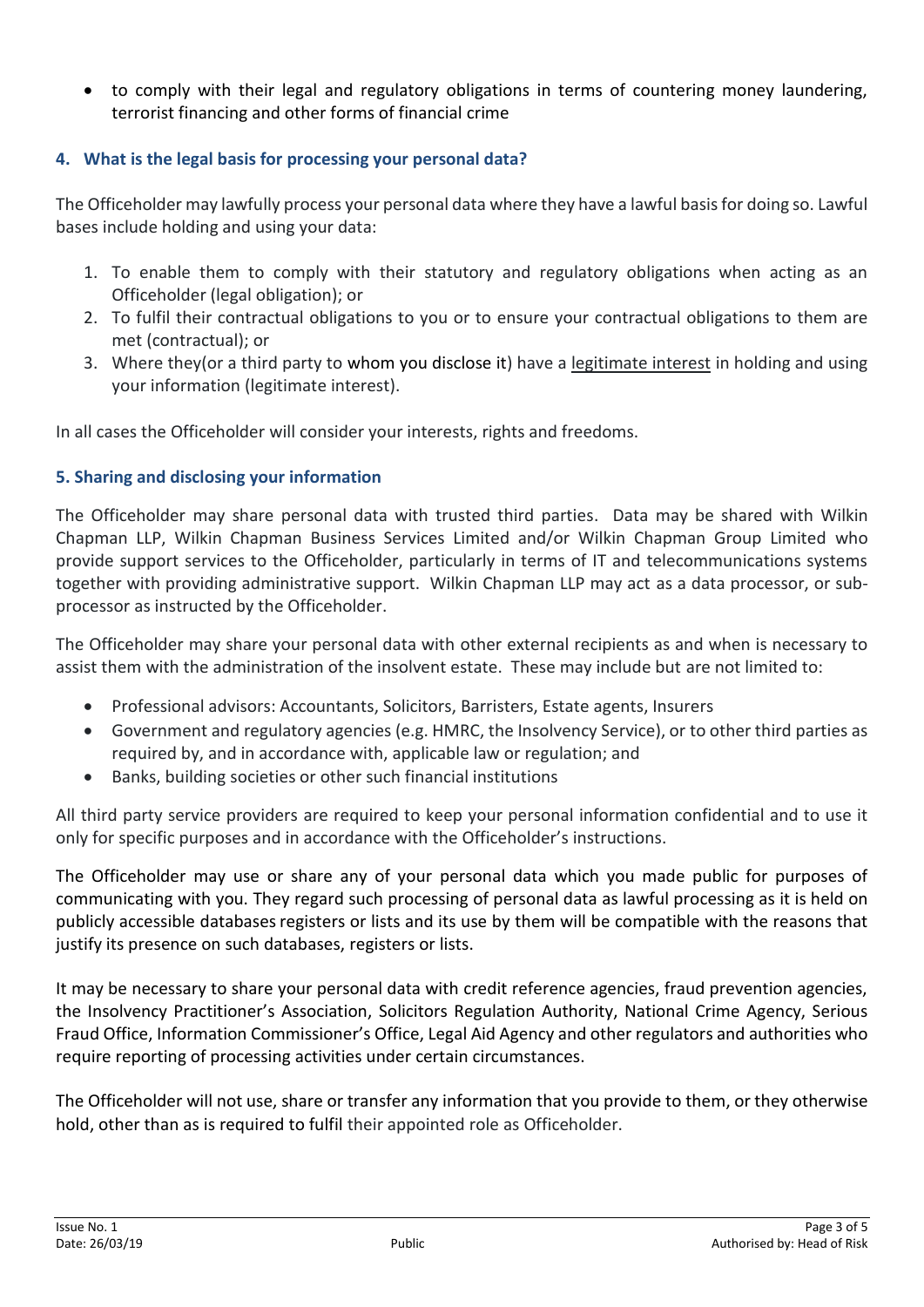- to comply with their legal and regulatory obligations in terms of countering money laundering, terrorist financing and other forms of financial crime

## 4. What is the legal basis for processing your personal data?

The Officeholder may lawfully process your personal data where they have a lawful basis for doing so. Lawful bases include holding and using your data:

1. To enable them to comply with their statutory and regulatory obligations when acting as an Officeholder (legal obligation); or
2. To fulfil their contractual obligations to you or to ensure your contractual obligations to them are met (contractual); or
3. Where they(or a third party to whom you disclose it) have a legitimate interest in holding and using your information (legitimate interest).

In all cases the Officeholder will consider your interests, rights and freedoms.

## 5. Sharing and disclosing your information

The Officeholder may share personal data with trusted third parties. Data may be shared with Wilkin Chapman LLP, Wilkin Chapman Business Services Limited and/or Wilkin Chapman Group Limited who provide support services to the Officeholder, particularly in terms of IT and telecommunications systems together with providing administrative support. Wilkin Chapman LLP may act as a data processor, or sub-processor as instructed by the Officeholder.

The Officeholder may share your personal data with other external recipients as and when is necessary to assist them with the administration of the insolvent estate. These may include but are not limited to:

- Professional advisors: Accountants, Solicitors, Barristers, Estate agents, Insurers
- Government and regulatory agencies (e.g. HMRC, the Insolvency Service), or to other third parties as required by, and in accordance with, applicable law or regulation; and
- Banks, building societies or other such financial institutions

All third party service providers are required to keep your personal information confidential and to use it only for specific purposes and in accordance with the Officeholder's instructions.

The Officeholder may use or share any of your personal data which you made public for purposes of communicating with you. They regard such processing of personal data as lawful processing as it is held on publicly accessible databases registers or lists and its use by them will be compatible with the reasons that justify its presence on such databases, registers or lists.

It may be necessary to share your personal data with credit reference agencies, fraud prevention agencies, the Insolvency Practitioner's Association, Solicitors Regulation Authority, National Crime Agency, Serious Fraud Office, Information Commissioner's Office, Legal Aid Agency and other regulators and authorities who require reporting of processing activities under certain circumstances.

The Officeholder will not use, share or transfer any information that you provide to them, or they otherwise hold, other than as is required to fulfil their appointed role as Officeholder.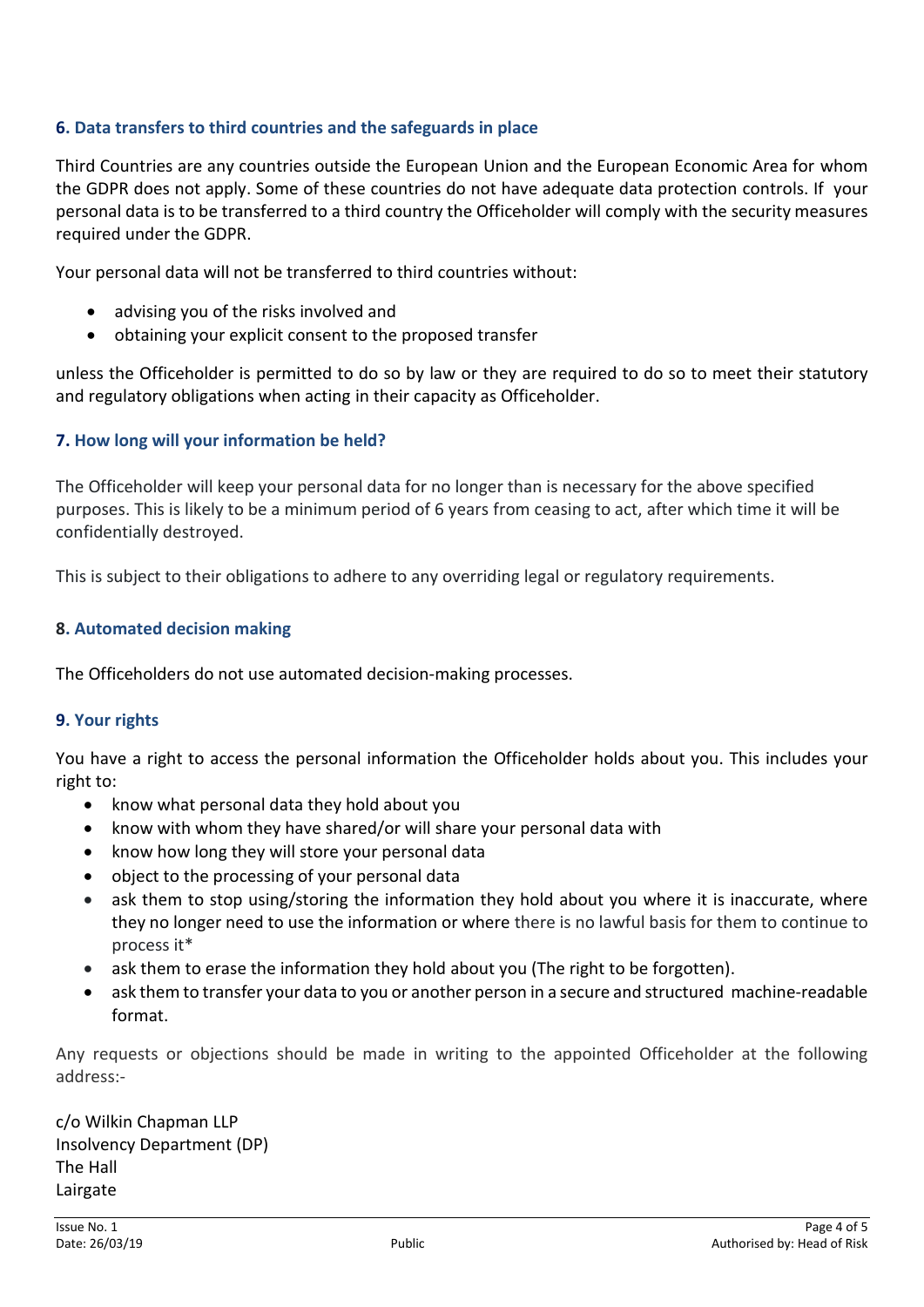## 6. Data transfers to third countries and the safeguards in place

Third Countries are any countries outside the European Union and the European Economic Area for whom the GDPR does not apply. Some of these countries do not have adequate data protection controls. If your personal data is to be transferred to a third country the Officeholder will comply with the security measures required under the GDPR.

Your personal data will not be transferred to third countries without:

- advising you of the risks involved and
- obtaining your explicit consent to the proposed transfer

unless the Officeholder is permitted to do so by law or they are required to do so to meet their statutory and regulatory obligations when acting in their capacity as Officeholder.

## 7. How long will your information be held?

The Officeholder will keep your personal data for no longer than is necessary for the above specified purposes. This is likely to be a minimum period of 6 years from ceasing to act, after which time it will be confidentially destroyed.

This is subject to their obligations to adhere to any overriding legal or regulatory requirements.

## 8. Automated decision making

The Officeholders do not use automated decision-making processes.

## 9. Your rights

You have a right to access the personal information the Officeholder holds about you. This includes your right to:

- know what personal data they hold about you
- know with whom they have shared/or will share your personal data with
- know how long they will store your personal data
- object to the processing of your personal data
- ask them to stop using/storing the information they hold about you where it is inaccurate, where they no longer need to use the information or where there is no lawful basis for them to continue to process it*
- ask them to erase the information they hold about you (The right to be forgotten).
- ask them to transfer your data to you or another person in a secure and structured machine-readable format.

Any requests or objections should be made in writing to the appointed Officeholder at the following address:-

c/o Wilkin Chapman LLP
Insolvency Department (DP)
The Hall
Lairgate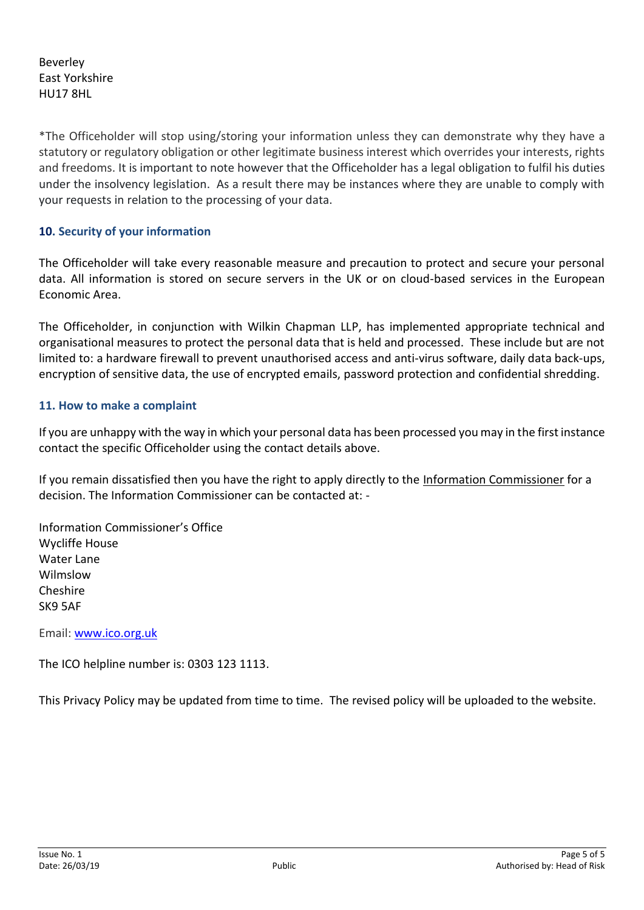Beverley
East Yorkshire
HU17 8HL

*The Officeholder will stop using/storing your information unless they can demonstrate why they have a statutory or regulatory obligation or other legitimate business interest which overrides your interests, rights and freedoms. It is important to note however that the Officeholder has a legal obligation to fulfil his duties under the insolvency legislation. As a result there may be instances where they are unable to comply with your requests in relation to the processing of your data.

## 10. Security of your information

The Officeholder will take every reasonable measure and precaution to protect and secure your personal data. All information is stored on secure servers in the UK or on cloud-based services in the European Economic Area.

The Officeholder, in conjunction with Wilkin Chapman LLP, has implemented appropriate technical and organisational measures to protect the personal data that is held and processed. These include but are not limited to: a hardware firewall to prevent unauthorised access and anti-virus software, daily data back-ups, encryption of sensitive data, the use of encrypted emails, password protection and confidential shredding.

## 11. How to make a complaint

If you are unhappy with the way in which your personal data has been processed you may in the first instance contact the specific Officeholder using the contact details above.

If you remain dissatisfied then you have the right to apply directly to the Information Commissioner for a decision. The Information Commissioner can be contacted at: -

Information Commissioner's Office
Wycliffe House
Water Lane
Wilmslow
Cheshire
SK9 5AF

Email: www.ico.org.uk

The ICO helpline number is: 0303 123 1113.

This Privacy Policy may be updated from time to time. The revised policy will be uploaded to the website.